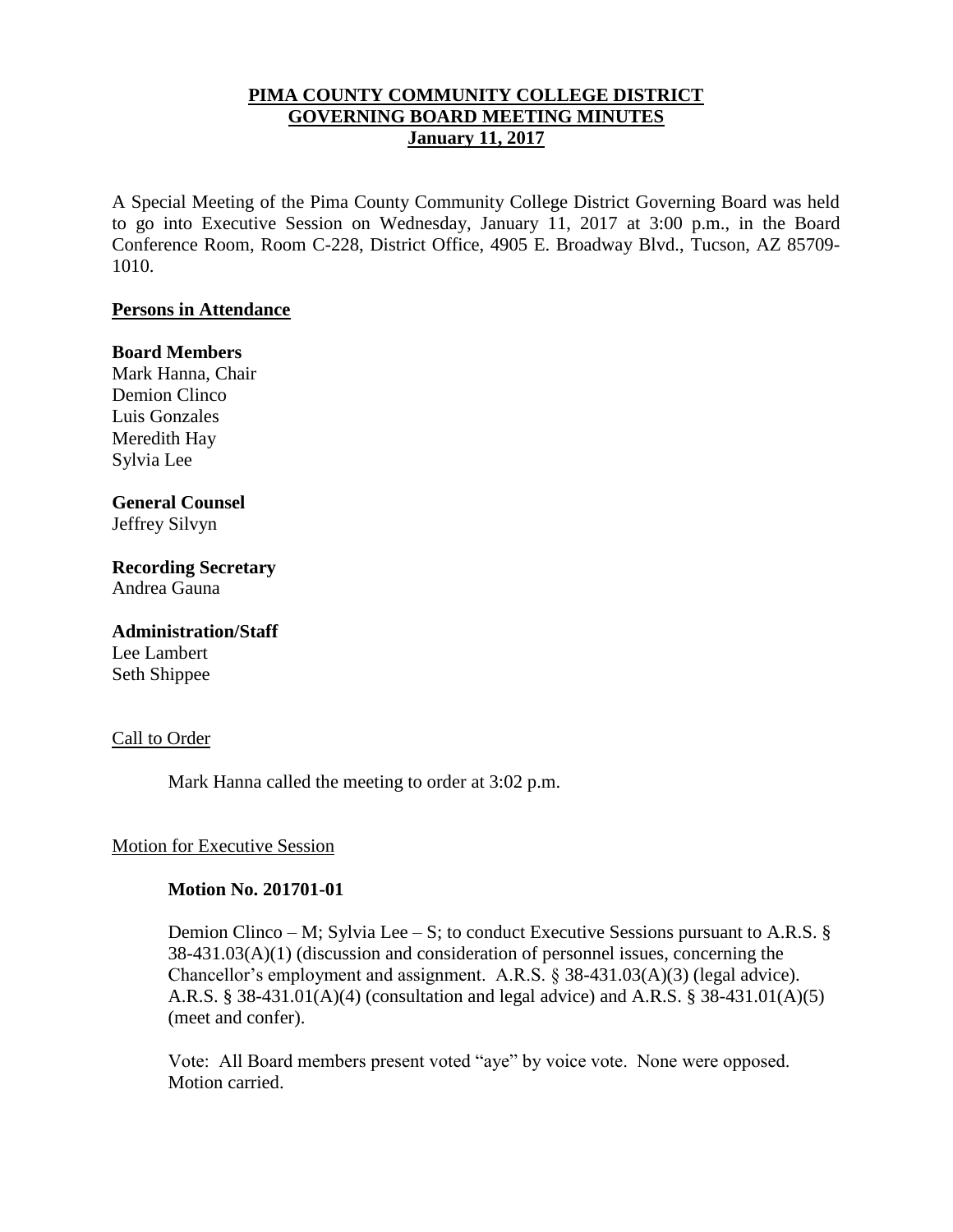# PIMA COUNTY COMMUNITY COLLEGE DISTRICT
# GOVERNING BOARD MEETING MINUTES
# January 11, 2017

A Special Meeting of the Pima County Community College District Governing Board was held to go into Executive Session on Wednesday, January 11, 2017 at 3:00 p.m., in the Board Conference Room, Room C-228, District Office, 4905 E. Broadway Blvd., Tucson, AZ 85709-1010.

## Persons in Attendance

**Board Members**
Mark Hanna, Chair
Demion Clinco
Luis Gonzales
Meredith Hay
Sylvia Lee

**General Counsel**
Jeffrey Silvyn

**Recording Secretary**
Andrea Gauna

**Administration/Staff**
Lee Lambert
Seth Shippee

Call to Order

Mark Hanna called the meeting to order at 3:02 p.m.

Motion for Executive Session

**Motion No. 201701-01**

Demion Clinco – M; Sylvia Lee – S; to conduct Executive Sessions pursuant to A.R.S. § 38-431.03(A)(1) (discussion and consideration of personnel issues, concerning the Chancellor's employment and assignment. A.R.S. § 38-431.03(A)(3) (legal advice). A.R.S. § 38-431.01(A)(4) (consultation and legal advice) and A.R.S. § 38-431.01(A)(5) (meet and confer).

Vote: All Board members present voted "aye" by voice vote. None were opposed. Motion carried.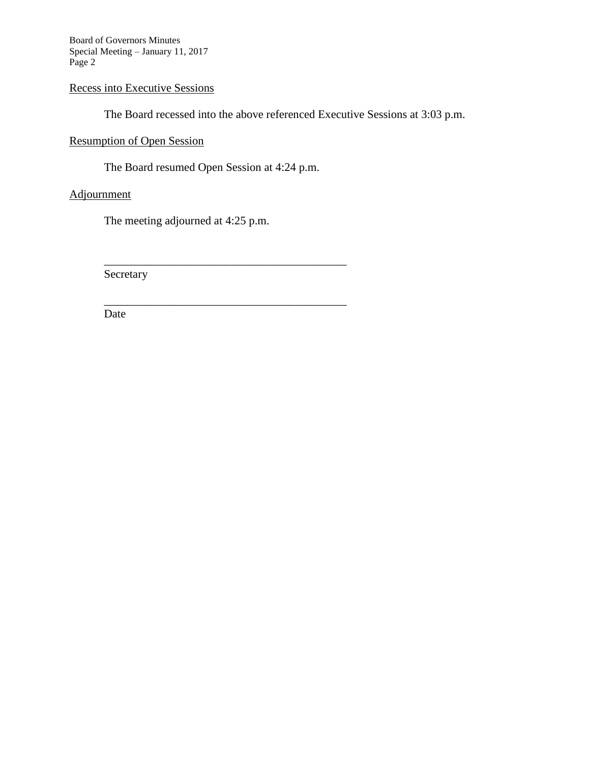Recess into Executive Sessions

The Board recessed into the above referenced Executive Sessions at 3:03 p.m.

Resumption of Open Session

The Board resumed Open Session at 4:24 p.m.

Adjournment

The meeting adjourned at 4:25 p.m.

\_\_\_\_\_\_\_\_\_\_\_\_\_\_\_\_\_\_\_\_\_\_\_\_\_\_\_\_\_\_\_\_\_\_\_\_\_\_\_\_\_\_\_\_

Secretary

\_\_\_\_\_\_\_\_\_\_\_\_\_\_\_\_\_\_\_\_\_\_\_\_\_\_\_\_\_\_\_\_\_\_\_\_\_\_\_\_\_\_\_\_

Date